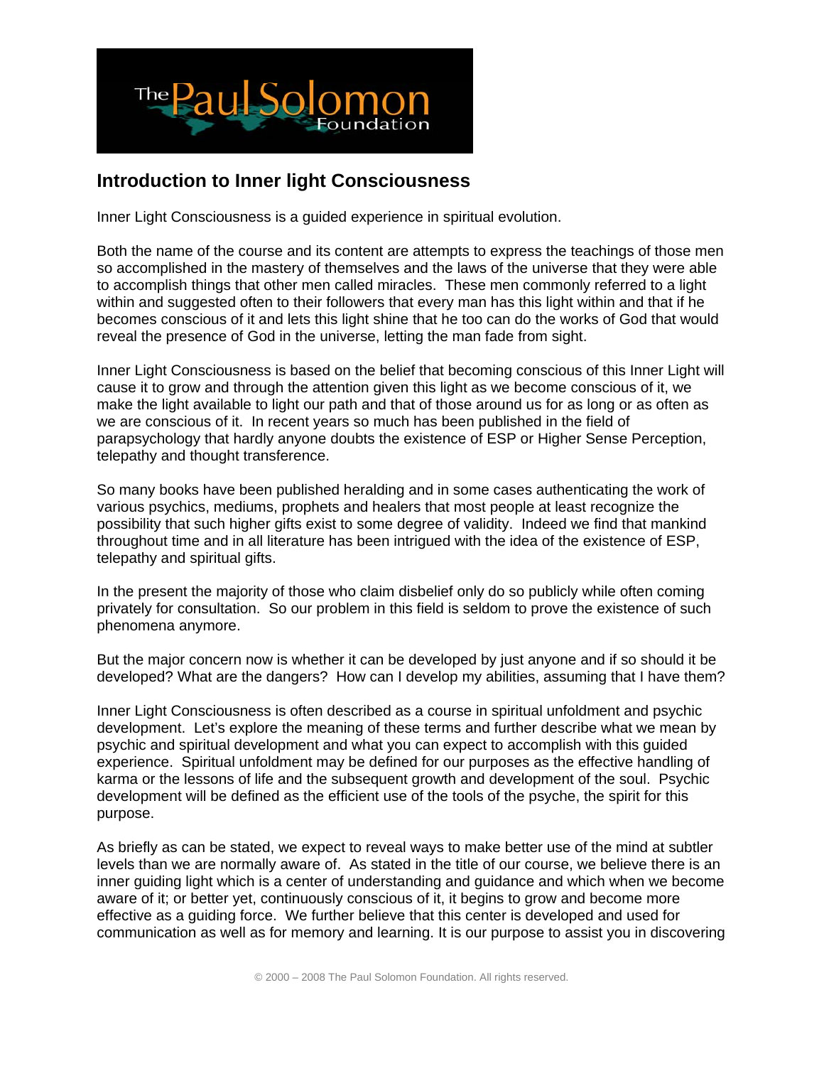## Introduction to Inner light Consciousness

Inner Light Consciousness is a guided experience in spiritual evolution.

Both the name of the course and its content are attempts to express the teachings of those men so accomplished in the mastery of themselves and the laws of the universe that they were able to accomplish things that other men called miracles. These men commonly referred to a light within and suggested often to their followers that every man has this light within and that if he becomes conscious of it and lets this light shine that he too can do the works of God that would reveal the presence of God in the universe, letting the man fade from sight.

Inner Light Consciousness is based on the belief that becoming conscious of this Inner Light will cause it to grow and through the attention given this light as we become conscious of it, we make the light available to light our path and that of those around us for as long or as often as we are conscious of it. In recent years so much has been published in the field of parapsychology that hardly anyone doubts the existence of ESP or Higher Sense Perception, telepathy and thought transference.

So many books have been published heralding and in some cases authenticating the work of various psychics, mediums, prophets and healers that most people at least recognize the possibility that such higher gifts exist to some degree of validity. Indeed we find that mankind throughout time and in all literature has been intrigued with the idea of the existence of ESP, telepathy and spiritual gifts.

In the present the majority of those who claim disbelief only do so publicly while often coming privately for consultation. So our problem in this field is seldom to prove the existence of such phenomena anymore.

But the major concern now is whether it can be developed by just anyone and if so should it be developed? What are the dangers? How can I develop my abilities, assuming that I have them?

Inner Light Consciousness is often described as a course in spiritual unfoldment and psychic development. Let's explore the meaning of these terms and further describe what we mean by psychic and spiritual development and what you can expect to accomplish with this guided experience. Spiritual unfoldment may be defined for our purposes as the effective handling of karma or the lessons of life and the subsequent growth and development of the soul. Psychic development will be defined as the efficient use of the tools of the psyche, the spirit for this purpose.

As briefly as can be stated, we expect to reveal ways to make better use of the mind at subtler levels than we are normally aware of. As stated in the title of our course, we believe there is an inner guiding light which is a center of understanding and guidance and which when we become aware of it; or better yet, continuously conscious of it, it begins to grow and become more effective as a guiding force. We further believe that this center is developed and used for communication as well as for memory and learning. It is our purpose to assist you in discovering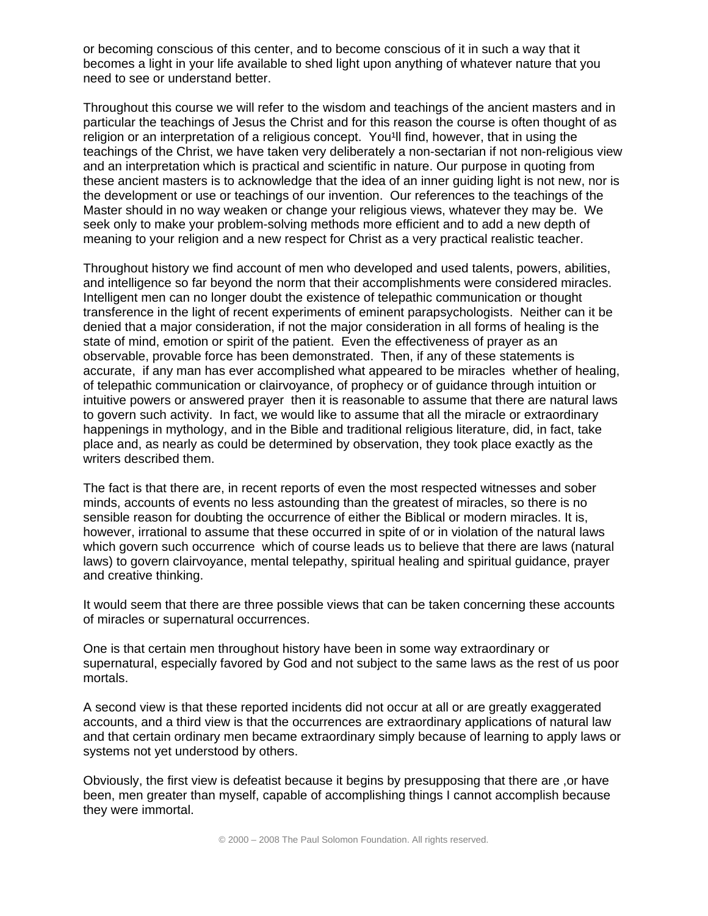or becoming conscious of this center, and to become conscious of it in such a way that it becomes a light in your life available to shed light upon anything of whatever nature that you need to see or understand better.

Throughout this course we will refer to the wisdom and teachings of the ancient masters and in particular the teachings of Jesus the Christ and for this reason the course is often thought of as religion or an interpretation of a religious concept. You¹ll find, however, that in using the teachings of the Christ, we have taken very deliberately a non-sectarian if not non-religious view and an interpretation which is practical and scientific in nature. Our purpose in quoting from these ancient masters is to acknowledge that the idea of an inner guiding light is not new, nor is the development or use or teachings of our invention. Our references to the teachings of the Master should in no way weaken or change your religious views, whatever they may be. We seek only to make your problem-solving methods more efficient and to add a new depth of meaning to your religion and a new respect for Christ as a very practical realistic teacher.

Throughout history we find account of men who developed and used talents, powers, abilities, and intelligence so far beyond the norm that their accomplishments were considered miracles. Intelligent men can no longer doubt the existence of telepathic communication or thought transference in the light of recent experiments of eminent parapsychologists. Neither can it be denied that a major consideration, if not the major consideration in all forms of healing is the state of mind, emotion or spirit of the patient. Even the effectiveness of prayer as an observable, provable force has been demonstrated. Then, if any of these statements is accurate, if any man has ever accomplished what appeared to be miracles whether of healing, of telepathic communication or clairvoyance, of prophecy or of guidance through intuition or intuitive powers or answered prayer then it is reasonable to assume that there are natural laws to govern such activity. In fact, we would like to assume that all the miracle or extraordinary happenings in mythology, and in the Bible and traditional religious literature, did, in fact, take place and, as nearly as could be determined by observation, they took place exactly as the writers described them.

The fact is that there are, in recent reports of even the most respected witnesses and sober minds, accounts of events no less astounding than the greatest of miracles, so there is no sensible reason for doubting the occurrence of either the Biblical or modern miracles. It is, however, irrational to assume that these occurred in spite of or in violation of the natural laws which govern such occurrence which of course leads us to believe that there are laws (natural laws) to govern clairvoyance, mental telepathy, spiritual healing and spiritual guidance, prayer and creative thinking.

It would seem that there are three possible views that can be taken concerning these accounts of miracles or supernatural occurrences.

One is that certain men throughout history have been in some way extraordinary or supernatural, especially favored by God and not subject to the same laws as the rest of us poor mortals.

A second view is that these reported incidents did not occur at all or are greatly exaggerated accounts, and a third view is that the occurrences are extraordinary applications of natural law and that certain ordinary men became extraordinary simply because of learning to apply laws or systems not yet understood by others.

Obviously, the first view is defeatist because it begins by presupposing that there are ,or have been, men greater than myself, capable of accomplishing things I cannot accomplish because they were immortal.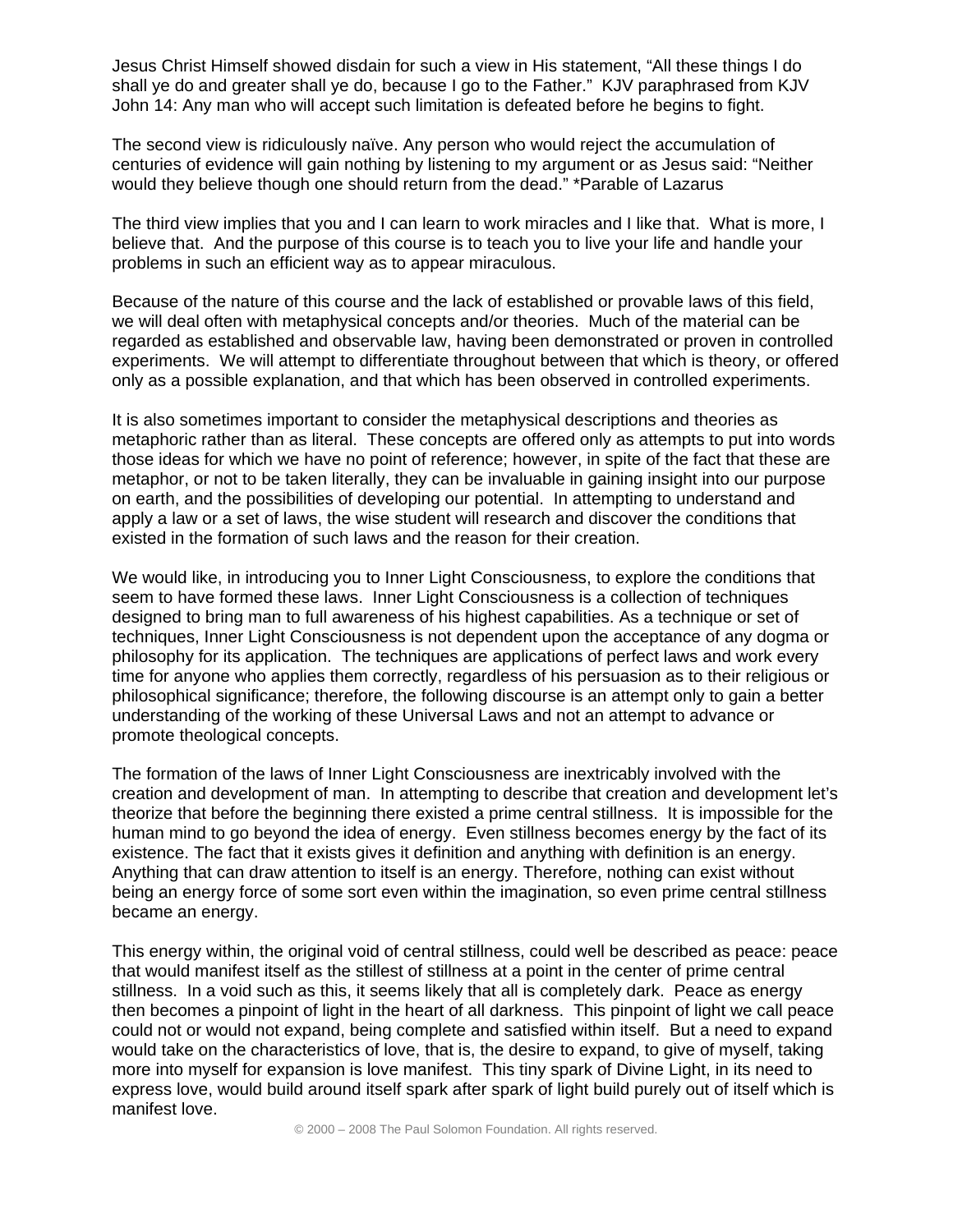Jesus Christ Himself showed disdain for such a view in His statement, “All these things I do shall ye do and greater shall ye do, because I go to the Father.” KJV paraphrased from KJV John 14: Any man who will accept such limitation is defeated before he begins to fight.

The second view is ridiculously naïve. Any person who would reject the accumulation of centuries of evidence will gain nothing by listening to my argument or as Jesus said: “Neither would they believe though one should return from the dead.” *Parable of Lazarus

The third view implies that you and I can learn to work miracles and I like that. What is more, I believe that. And the purpose of this course is to teach you to live your life and handle your problems in such an efficient way as to appear miraculous.

Because of the nature of this course and the lack of established or provable laws of this field, we will deal often with metaphysical concepts and/or theories. Much of the material can be regarded as established and observable law, having been demonstrated or proven in controlled experiments. We will attempt to differentiate throughout between that which is theory, or offered only as a possible explanation, and that which has been observed in controlled experiments.

It is also sometimes important to consider the metaphysical descriptions and theories as metaphoric rather than as literal. These concepts are offered only as attempts to put into words those ideas for which we have no point of reference; however, in spite of the fact that these are metaphor, or not to be taken literally, they can be invaluable in gaining insight into our purpose on earth, and the possibilities of developing our potential. In attempting to understand and apply a law or a set of laws, the wise student will research and discover the conditions that existed in the formation of such laws and the reason for their creation.

We would like, in introducing you to Inner Light Consciousness, to explore the conditions that seem to have formed these laws. Inner Light Consciousness is a collection of techniques designed to bring man to full awareness of his highest capabilities. As a technique or set of techniques, Inner Light Consciousness is not dependent upon the acceptance of any dogma or philosophy for its application. The techniques are applications of perfect laws and work every time for anyone who applies them correctly, regardless of his persuasion as to their religious or philosophical significance; therefore, the following discourse is an attempt only to gain a better understanding of the working of these Universal Laws and not an attempt to advance or promote theological concepts.

The formation of the laws of Inner Light Consciousness are inextricably involved with the creation and development of man. In attempting to describe that creation and development let’s theorize that before the beginning there existed a prime central stillness. It is impossible for the human mind to go beyond the idea of energy. Even stillness becomes energy by the fact of its existence. The fact that it exists gives it definition and anything with definition is an energy. Anything that can draw attention to itself is an energy. Therefore, nothing can exist without being an energy force of some sort even within the imagination, so even prime central stillness became an energy.

This energy within, the original void of central stillness, could well be described as peace: peace that would manifest itself as the stillest of stillness at a point in the center of prime central stillness. In a void such as this, it seems likely that all is completely dark. Peace as energy then becomes a pinpoint of light in the heart of all darkness. This pinpoint of light we call peace could not or would not expand, being complete and satisfied within itself. But a need to expand would take on the characteristics of love, that is, the desire to expand, to give of myself, taking more into myself for expansion is love manifest. This tiny spark of Divine Light, in its need to express love, would build around itself spark after spark of light build purely out of itself which is manifest love.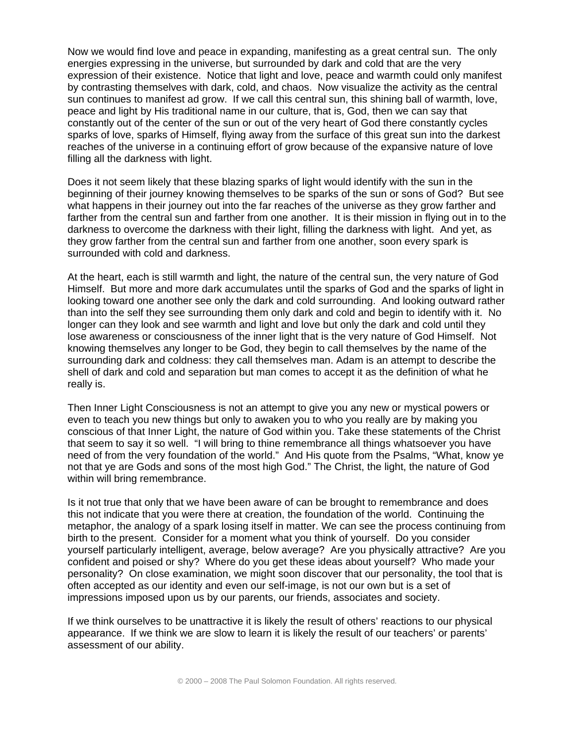Now we would find love and peace in expanding, manifesting as a great central sun. The only energies expressing in the universe, but surrounded by dark and cold that are the very expression of their existence. Notice that light and love, peace and warmth could only manifest by contrasting themselves with dark, cold, and chaos. Now visualize the activity as the central sun continues to manifest ad grow. If we call this central sun, this shining ball of warmth, love, peace and light by His traditional name in our culture, that is, God, then we can say that constantly out of the center of the sun or out of the very heart of God there constantly cycles sparks of love, sparks of Himself, flying away from the surface of this great sun into the darkest reaches of the universe in a continuing effort of grow because of the expansive nature of love filling all the darkness with light.

Does it not seem likely that these blazing sparks of light would identify with the sun in the beginning of their journey knowing themselves to be sparks of the sun or sons of God? But see what happens in their journey out into the far reaches of the universe as they grow farther and farther from the central sun and farther from one another. It is their mission in flying out in to the darkness to overcome the darkness with their light, filling the darkness with light. And yet, as they grow farther from the central sun and farther from one another, soon every spark is surrounded with cold and darkness.

At the heart, each is still warmth and light, the nature of the central sun, the very nature of God Himself. But more and more dark accumulates until the sparks of God and the sparks of light in looking toward one another see only the dark and cold surrounding. And looking outward rather than into the self they see surrounding them only dark and cold and begin to identify with it. No longer can they look and see warmth and light and love but only the dark and cold until they lose awareness or consciousness of the inner light that is the very nature of God Himself. Not knowing themselves any longer to be God, they begin to call themselves by the name of the surrounding dark and coldness: they call themselves man. Adam is an attempt to describe the shell of dark and cold and separation but man comes to accept it as the definition of what he really is.

Then Inner Light Consciousness is not an attempt to give you any new or mystical powers or even to teach you new things but only to awaken you to who you really are by making you conscious of that Inner Light, the nature of God within you. Take these statements of the Christ that seem to say it so well. "I will bring to thine remembrance all things whatsoever you have need of from the very foundation of the world." And His quote from the Psalms, "What, know ye not that ye are Gods and sons of the most high God." The Christ, the light, the nature of God within will bring remembrance.

Is it not true that only that we have been aware of can be brought to remembrance and does this not indicate that you were there at creation, the foundation of the world. Continuing the metaphor, the analogy of a spark losing itself in matter. We can see the process continuing from birth to the present. Consider for a moment what you think of yourself. Do you consider yourself particularly intelligent, average, below average? Are you physically attractive? Are you confident and poised or shy? Where do you get these ideas about yourself? Who made your personality? On close examination, we might soon discover that our personality, the tool that is often accepted as our identity and even our self-image, is not our own but is a set of impressions imposed upon us by our parents, our friends, associates and society.

If we think ourselves to be unattractive it is likely the result of others' reactions to our physical appearance. If we think we are slow to learn it is likely the result of our teachers' or parents' assessment of our ability.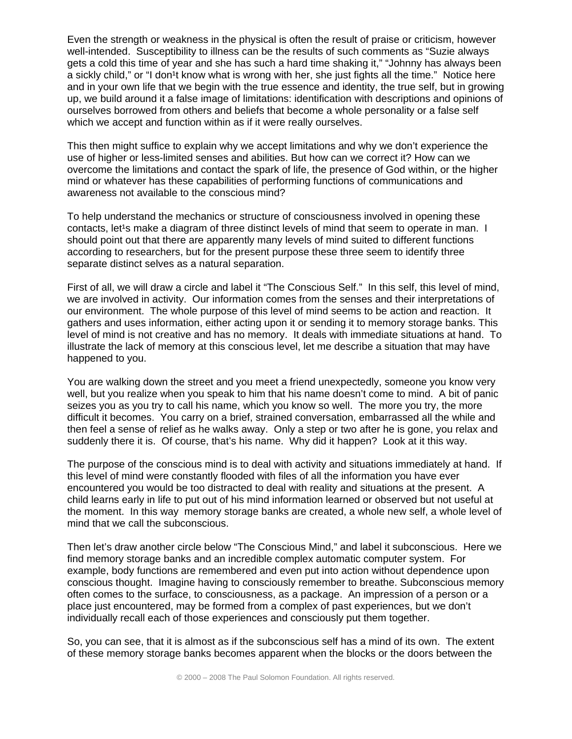Even the strength or weakness in the physical is often the result of praise or criticism, however well-intended. Susceptibility to illness can be the results of such comments as "Suzie always gets a cold this time of year and she has such a hard time shaking it," "Johnny has always been a sickly child," or "I don¹t know what is wrong with her, she just fights all the time." Notice here and in your own life that we begin with the true essence and identity, the true self, but in growing up, we build around it a false image of limitations: identification with descriptions and opinions of ourselves borrowed from others and beliefs that become a whole personality or a false self which we accept and function within as if it were really ourselves.

This then might suffice to explain why we accept limitations and why we don't experience the use of higher or less-limited senses and abilities. But how can we correct it? How can we overcome the limitations and contact the spark of life, the presence of God within, or the higher mind or whatever has these capabilities of performing functions of communications and awareness not available to the conscious mind?

To help understand the mechanics or structure of consciousness involved in opening these contacts, let¹s make a diagram of three distinct levels of mind that seem to operate in man. I should point out that there are apparently many levels of mind suited to different functions according to researchers, but for the present purpose these three seem to identify three separate distinct selves as a natural separation.

First of all, we will draw a circle and label it "The Conscious Self." In this self, this level of mind, we are involved in activity. Our information comes from the senses and their interpretations of our environment. The whole purpose of this level of mind seems to be action and reaction. It gathers and uses information, either acting upon it or sending it to memory storage banks. This level of mind is not creative and has no memory. It deals with immediate situations at hand. To illustrate the lack of memory at this conscious level, let me describe a situation that may have happened to you.

You are walking down the street and you meet a friend unexpectedly, someone you know very well, but you realize when you speak to him that his name doesn't come to mind. A bit of panic seizes you as you try to call his name, which you know so well. The more you try, the more difficult it becomes. You carry on a brief, strained conversation, embarrassed all the while and then feel a sense of relief as he walks away. Only a step or two after he is gone, you relax and suddenly there it is. Of course, that's his name. Why did it happen? Look at it this way.

The purpose of the conscious mind is to deal with activity and situations immediately at hand. If this level of mind were constantly flooded with files of all the information you have ever encountered you would be too distracted to deal with reality and situations at the present. A child learns early in life to put out of his mind information learned or observed but not useful at the moment. In this way memory storage banks are created, a whole new self, a whole level of mind that we call the subconscious.

Then let's draw another circle below "The Conscious Mind," and label it subconscious. Here we find memory storage banks and an incredible complex automatic computer system. For example, body functions are remembered and even put into action without dependence upon conscious thought. Imagine having to consciously remember to breathe. Subconscious memory often comes to the surface, to consciousness, as a package. An impression of a person or a place just encountered, may be formed from a complex of past experiences, but we don't individually recall each of those experiences and consciously put them together.

So, you can see, that it is almost as if the subconscious self has a mind of its own. The extent of these memory storage banks becomes apparent when the blocks or the doors between the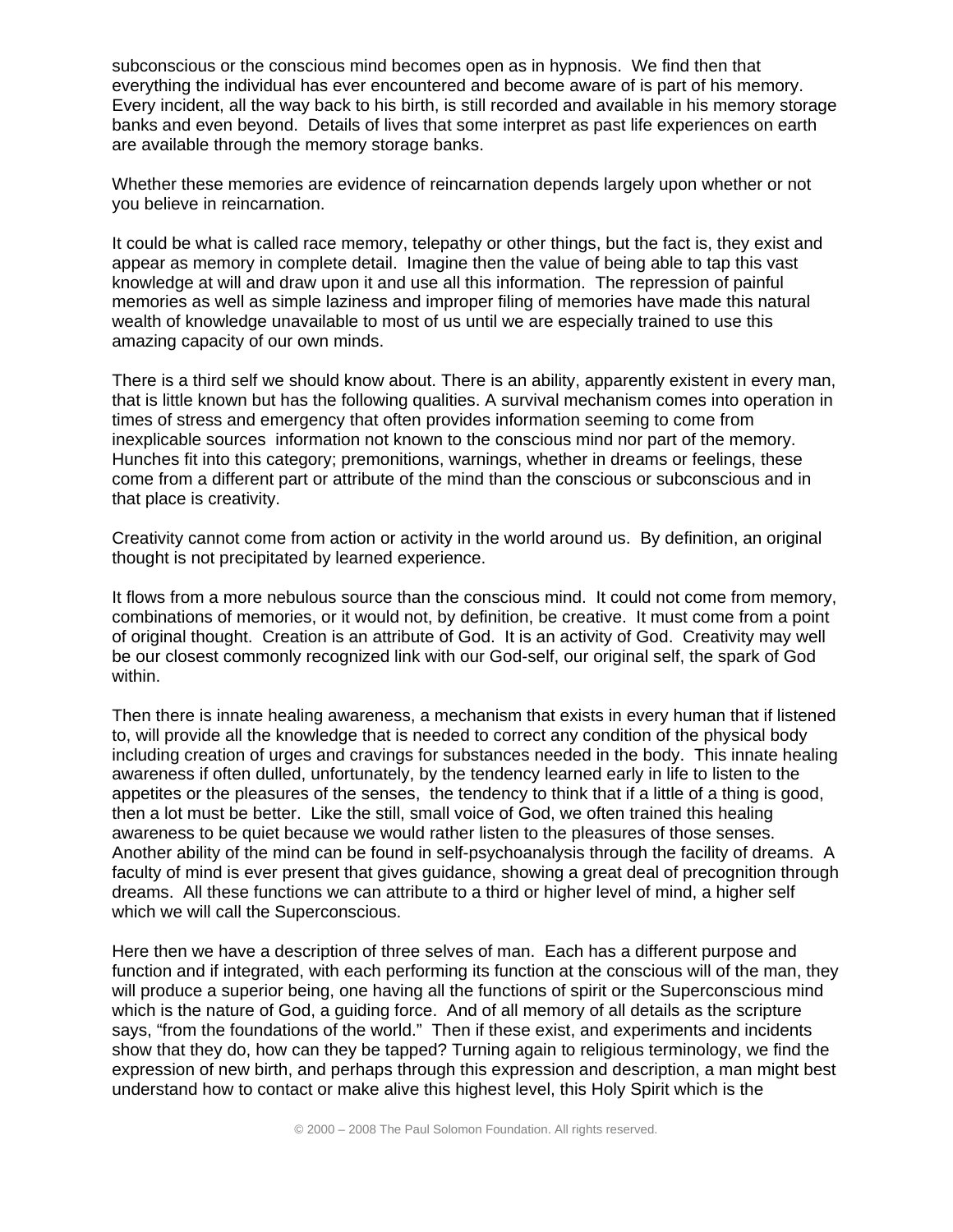subconscious or the conscious mind becomes open as in hypnosis. We find then that everything the individual has ever encountered and become aware of is part of his memory. Every incident, all the way back to his birth, is still recorded and available in his memory storage banks and even beyond. Details of lives that some interpret as past life experiences on earth are available through the memory storage banks.

Whether these memories are evidence of reincarnation depends largely upon whether or not you believe in reincarnation.

It could be what is called race memory, telepathy or other things, but the fact is, they exist and appear as memory in complete detail. Imagine then the value of being able to tap this vast knowledge at will and draw upon it and use all this information. The repression of painful memories as well as simple laziness and improper filing of memories have made this natural wealth of knowledge unavailable to most of us until we are especially trained to use this amazing capacity of our own minds.

There is a third self we should know about. There is an ability, apparently existent in every man, that is little known but has the following qualities. A survival mechanism comes into operation in times of stress and emergency that often provides information seeming to come from inexplicable sources information not known to the conscious mind nor part of the memory. Hunches fit into this category; premonitions, warnings, whether in dreams or feelings, these come from a different part or attribute of the mind than the conscious or subconscious and in that place is creativity.

Creativity cannot come from action or activity in the world around us. By definition, an original thought is not precipitated by learned experience.

It flows from a more nebulous source than the conscious mind. It could not come from memory, combinations of memories, or it would not, by definition, be creative. It must come from a point of original thought. Creation is an attribute of God. It is an activity of God. Creativity may well be our closest commonly recognized link with our God-self, our original self, the spark of God within.

Then there is innate healing awareness, a mechanism that exists in every human that if listened to, will provide all the knowledge that is needed to correct any condition of the physical body including creation of urges and cravings for substances needed in the body. This innate healing awareness if often dulled, unfortunately, by the tendency learned early in life to listen to the appetites or the pleasures of the senses, the tendency to think that if a little of a thing is good, then a lot must be better. Like the still, small voice of God, we often trained this healing awareness to be quiet because we would rather listen to the pleasures of those senses. Another ability of the mind can be found in self-psychoanalysis through the facility of dreams. A faculty of mind is ever present that gives guidance, showing a great deal of precognition through dreams. All these functions we can attribute to a third or higher level of mind, a higher self which we will call the Superconscious.

Here then we have a description of three selves of man. Each has a different purpose and function and if integrated, with each performing its function at the conscious will of the man, they will produce a superior being, one having all the functions of spirit or the Superconscious mind which is the nature of God, a guiding force. And of all memory of all details as the scripture says, "from the foundations of the world." Then if these exist, and experiments and incidents show that they do, how can they be tapped? Turning again to religious terminology, we find the expression of new birth, and perhaps through this expression and description, a man might best understand how to contact or make alive this highest level, this Holy Spirit which is the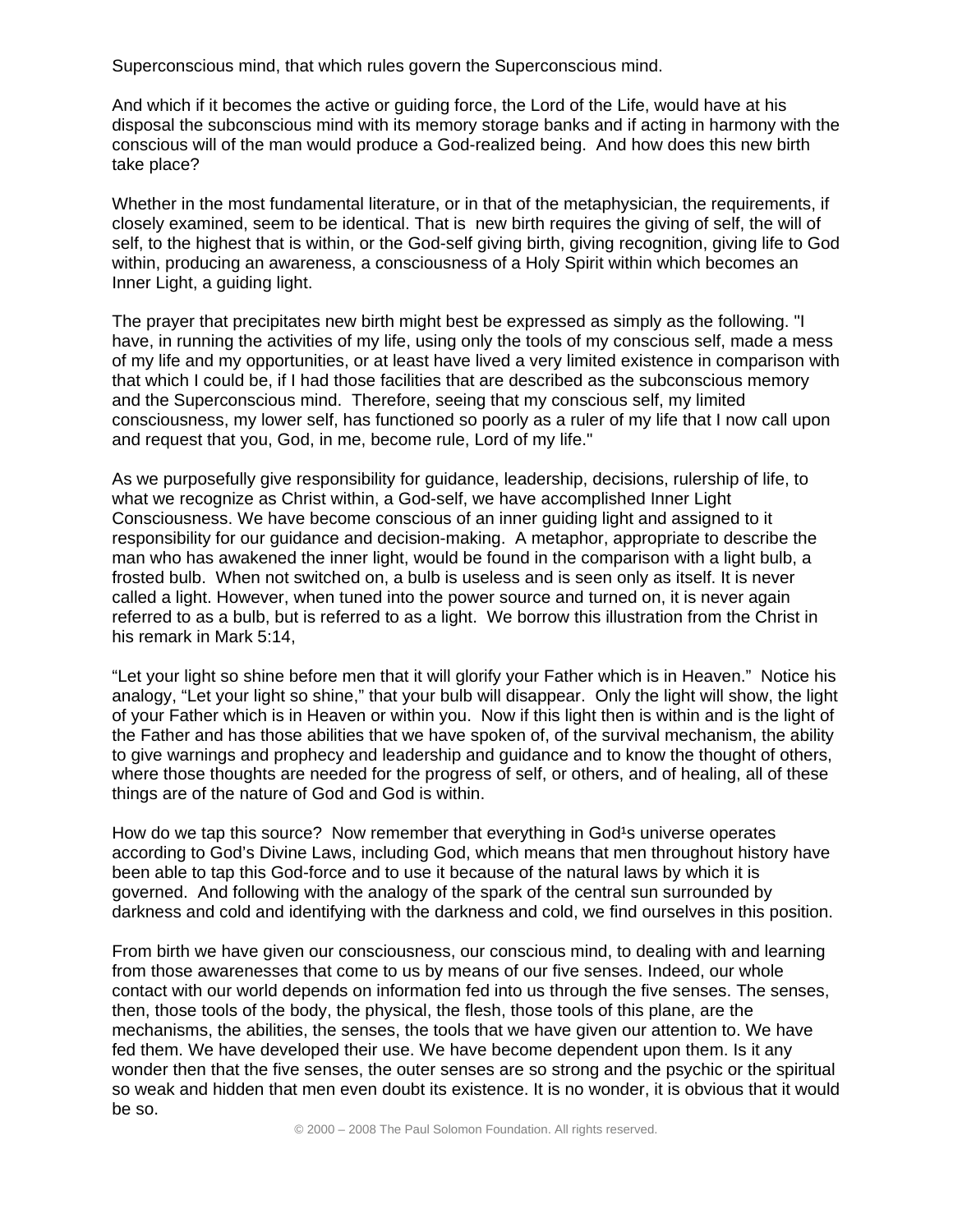Superconscious mind, that which rules govern the Superconscious mind.

And which if it becomes the active or guiding force, the Lord of the Life, would have at his disposal the subconscious mind with its memory storage banks and if acting in harmony with the conscious will of the man would produce a God-realized being. And how does this new birth take place?

Whether in the most fundamental literature, or in that of the metaphysician, the requirements, if closely examined, seem to be identical. That is new birth requires the giving of self, the will of self, to the highest that is within, or the God-self giving birth, giving recognition, giving life to God within, producing an awareness, a consciousness of a Holy Spirit within which becomes an Inner Light, a guiding light.

The prayer that precipitates new birth might best be expressed as simply as the following. "I have, in running the activities of my life, using only the tools of my conscious self, made a mess of my life and my opportunities, or at least have lived a very limited existence in comparison with that which I could be, if I had those facilities that are described as the subconscious memory and the Superconscious mind. Therefore, seeing that my conscious self, my limited consciousness, my lower self, has functioned so poorly as a ruler of my life that I now call upon and request that you, God, in me, become rule, Lord of my life."

As we purposefully give responsibility for guidance, leadership, decisions, rulership of life, to what we recognize as Christ within, a God-self, we have accomplished Inner Light Consciousness. We have become conscious of an inner guiding light and assigned to it responsibility for our guidance and decision-making. A metaphor, appropriate to describe the man who has awakened the inner light, would be found in the comparison with a light bulb, a frosted bulb. When not switched on, a bulb is useless and is seen only as itself. It is never called a light. However, when tuned into the power source and turned on, it is never again referred to as a bulb, but is referred to as a light. We borrow this illustration from the Christ in his remark in Mark 5:14,

"Let your light so shine before men that it will glorify your Father which is in Heaven." Notice his analogy, "Let your light so shine," that your bulb will disappear. Only the light will show, the light of your Father which is in Heaven or within you. Now if this light then is within and is the light of the Father and has those abilities that we have spoken of, of the survival mechanism, the ability to give warnings and prophecy and leadership and guidance and to know the thought of others, where those thoughts are needed for the progress of self, or others, and of healing, all of these things are of the nature of God and God is within.

How do we tap this source? Now remember that everything in God¹s universe operates according to God's Divine Laws, including God, which means that men throughout history have been able to tap this God-force and to use it because of the natural laws by which it is governed. And following with the analogy of the spark of the central sun surrounded by darkness and cold and identifying with the darkness and cold, we find ourselves in this position.

From birth we have given our consciousness, our conscious mind, to dealing with and learning from those awarenesses that come to us by means of our five senses. Indeed, our whole contact with our world depends on information fed into us through the five senses. The senses, then, those tools of the body, the physical, the flesh, those tools of this plane, are the mechanisms, the abilities, the senses, the tools that we have given our attention to. We have fed them. We have developed their use. We have become dependent upon them. Is it any wonder then that the five senses, the outer senses are so strong and the psychic or the spiritual so weak and hidden that men even doubt its existence. It is no wonder, it is obvious that it would be so.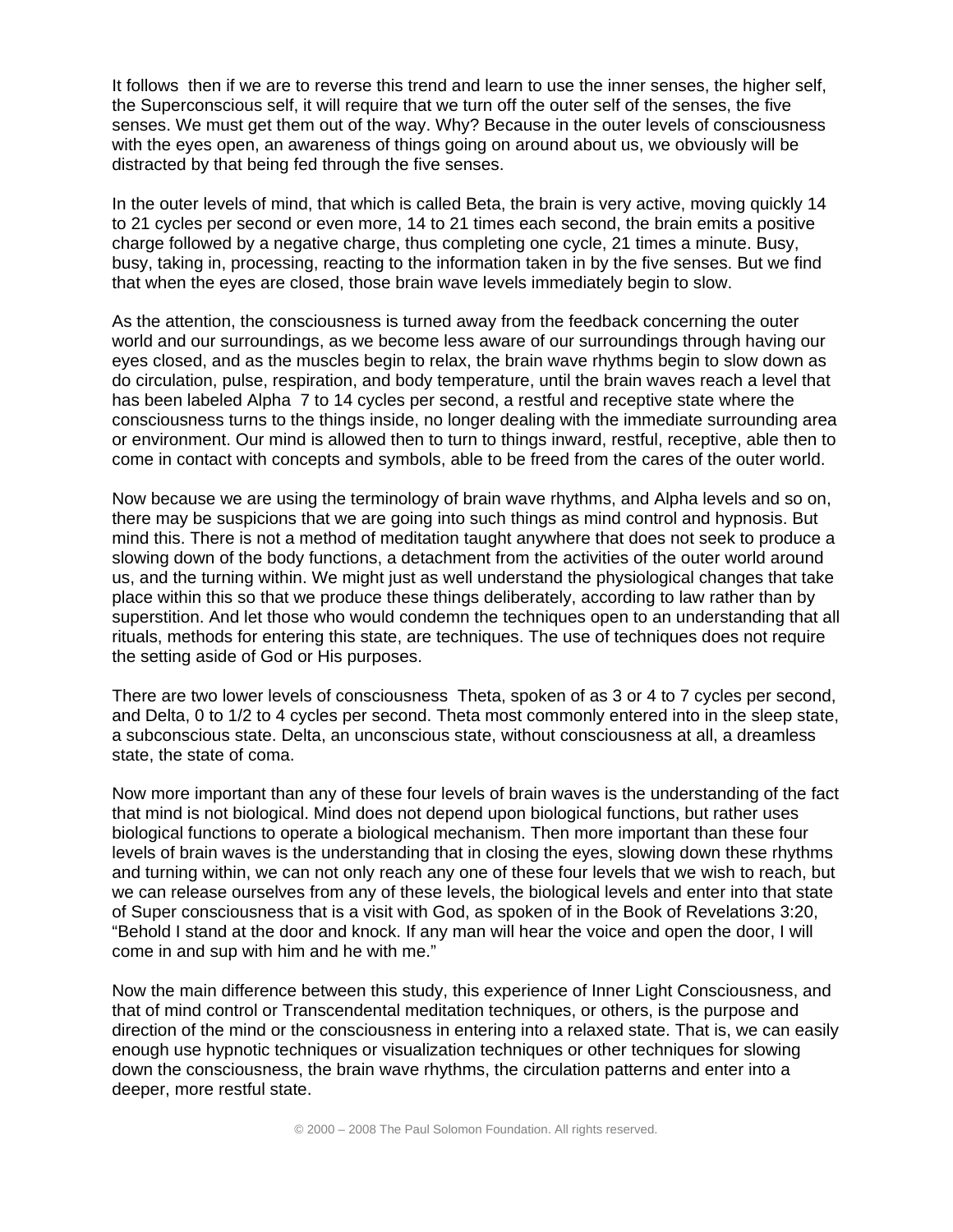It follows then if we are to reverse this trend and learn to use the inner senses, the higher self, the Superconscious self, it will require that we turn off the outer self of the senses, the five senses. We must get them out of the way. Why? Because in the outer levels of consciousness with the eyes open, an awareness of things going on around about us, we obviously will be distracted by that being fed through the five senses.

In the outer levels of mind, that which is called Beta, the brain is very active, moving quickly 14 to 21 cycles per second or even more, 14 to 21 times each second, the brain emits a positive charge followed by a negative charge, thus completing one cycle, 21 times a minute. Busy, busy, taking in, processing, reacting to the information taken in by the five senses. But we find that when the eyes are closed, those brain wave levels immediately begin to slow.

As the attention, the consciousness is turned away from the feedback concerning the outer world and our surroundings, as we become less aware of our surroundings through having our eyes closed, and as the muscles begin to relax, the brain wave rhythms begin to slow down as do circulation, pulse, respiration, and body temperature, until the brain waves reach a level that has been labeled Alpha 7 to 14 cycles per second, a restful and receptive state where the consciousness turns to the things inside, no longer dealing with the immediate surrounding area or environment. Our mind is allowed then to turn to things inward, restful, receptive, able then to come in contact with concepts and symbols, able to be freed from the cares of the outer world.

Now because we are using the terminology of brain wave rhythms, and Alpha levels and so on, there may be suspicions that we are going into such things as mind control and hypnosis. But mind this. There is not a method of meditation taught anywhere that does not seek to produce a slowing down of the body functions, a detachment from the activities of the outer world around us, and the turning within. We might just as well understand the physiological changes that take place within this so that we produce these things deliberately, according to law rather than by superstition. And let those who would condemn the techniques open to an understanding that all rituals, methods for entering this state, are techniques. The use of techniques does not require the setting aside of God or His purposes.

There are two lower levels of consciousness Theta, spoken of as 3 or 4 to 7 cycles per second, and Delta, 0 to 1/2 to 4 cycles per second. Theta most commonly entered into in the sleep state, a subconscious state. Delta, an unconscious state, without consciousness at all, a dreamless state, the state of coma.

Now more important than any of these four levels of brain waves is the understanding of the fact that mind is not biological. Mind does not depend upon biological functions, but rather uses biological functions to operate a biological mechanism. Then more important than these four levels of brain waves is the understanding that in closing the eyes, slowing down these rhythms and turning within, we can not only reach any one of these four levels that we wish to reach, but we can release ourselves from any of these levels, the biological levels and enter into that state of Super consciousness that is a visit with God, as spoken of in the Book of Revelations 3:20, "Behold I stand at the door and knock. If any man will hear the voice and open the door, I will come in and sup with him and he with me."

Now the main difference between this study, this experience of Inner Light Consciousness, and that of mind control or Transcendental meditation techniques, or others, is the purpose and direction of the mind or the consciousness in entering into a relaxed state. That is, we can easily enough use hypnotic techniques or visualization techniques or other techniques for slowing down the consciousness, the brain wave rhythms, the circulation patterns and enter into a deeper, more restful state.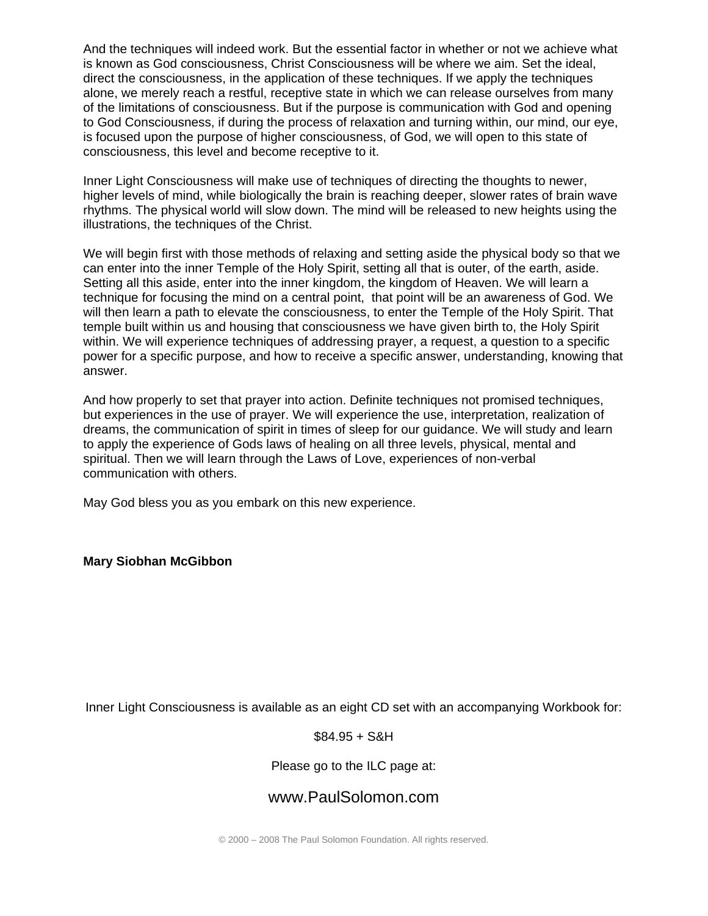And the techniques will indeed work. But the essential factor in whether or not we achieve what is known as God consciousness, Christ Consciousness will be where we aim. Set the ideal, direct the consciousness, in the application of these techniques. If we apply the techniques alone, we merely reach a restful, receptive state in which we can release ourselves from many of the limitations of consciousness. But if the purpose is communication with God and opening to God Consciousness, if during the process of relaxation and turning within, our mind, our eye, is focused upon the purpose of higher consciousness, of God, we will open to this state of consciousness, this level and become receptive to it.

Inner Light Consciousness will make use of techniques of directing the thoughts to newer, higher levels of mind, while biologically the brain is reaching deeper, slower rates of brain wave rhythms. The physical world will slow down. The mind will be released to new heights using the illustrations, the techniques of the Christ.

We will begin first with those methods of relaxing and setting aside the physical body so that we can enter into the inner Temple of the Holy Spirit, setting all that is outer, of the earth, aside. Setting all this aside, enter into the inner kingdom, the kingdom of Heaven. We will learn a technique for focusing the mind on a central point, that point will be an awareness of God. We will then learn a path to elevate the consciousness, to enter the Temple of the Holy Spirit. That temple built within us and housing that consciousness we have given birth to, the Holy Spirit within. We will experience techniques of addressing prayer, a request, a question to a specific power for a specific purpose, and how to receive a specific answer, understanding, knowing that answer.

And how properly to set that prayer into action. Definite techniques not promised techniques, but experiences in the use of prayer. We will experience the use, interpretation, realization of dreams, the communication of spirit in times of sleep for our guidance. We will study and learn to apply the experience of Gods laws of healing on all three levels, physical, mental and spiritual. Then we will learn through the Laws of Love, experiences of non-verbal communication with others.

May God bless you as you embark on this new experience.

**Mary Siobhan McGibbon**

Inner Light Consciousness is available as an eight CD set with an accompanying Workbook for:

$84.95 + S&H

Please go to the ILC page at:

www.PaulSolomon.com

© 2000 – 2008 The Paul Solomon Foundation. All rights reserved.